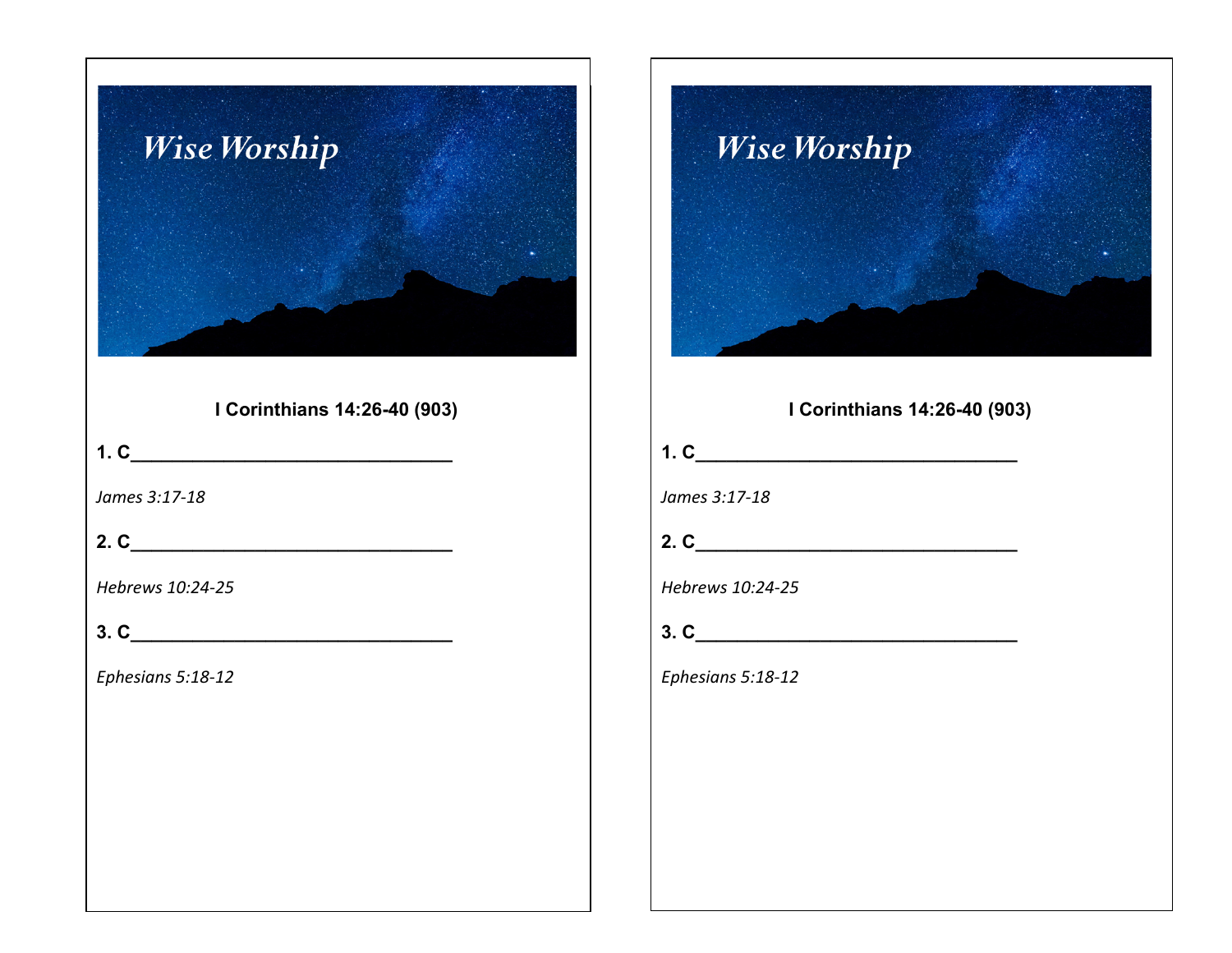# Wise Worship

**I Corinthians 14:26-40 (903)**

**1. C________________________________**

*James 3:17-18*

**2. C________________________________**

*Hebrews 10:24-25*

**3. C________________________________**

*Ephesians 5:18-12*

# Wise Worship

**I Corinthians 14:26-40 (903)**

**1. C________________________________**

*James 3:17-18*

**2. C________________________________**

*Hebrews 10:24-25*

**3. C________________________________**

*Ephesians 5:18-12*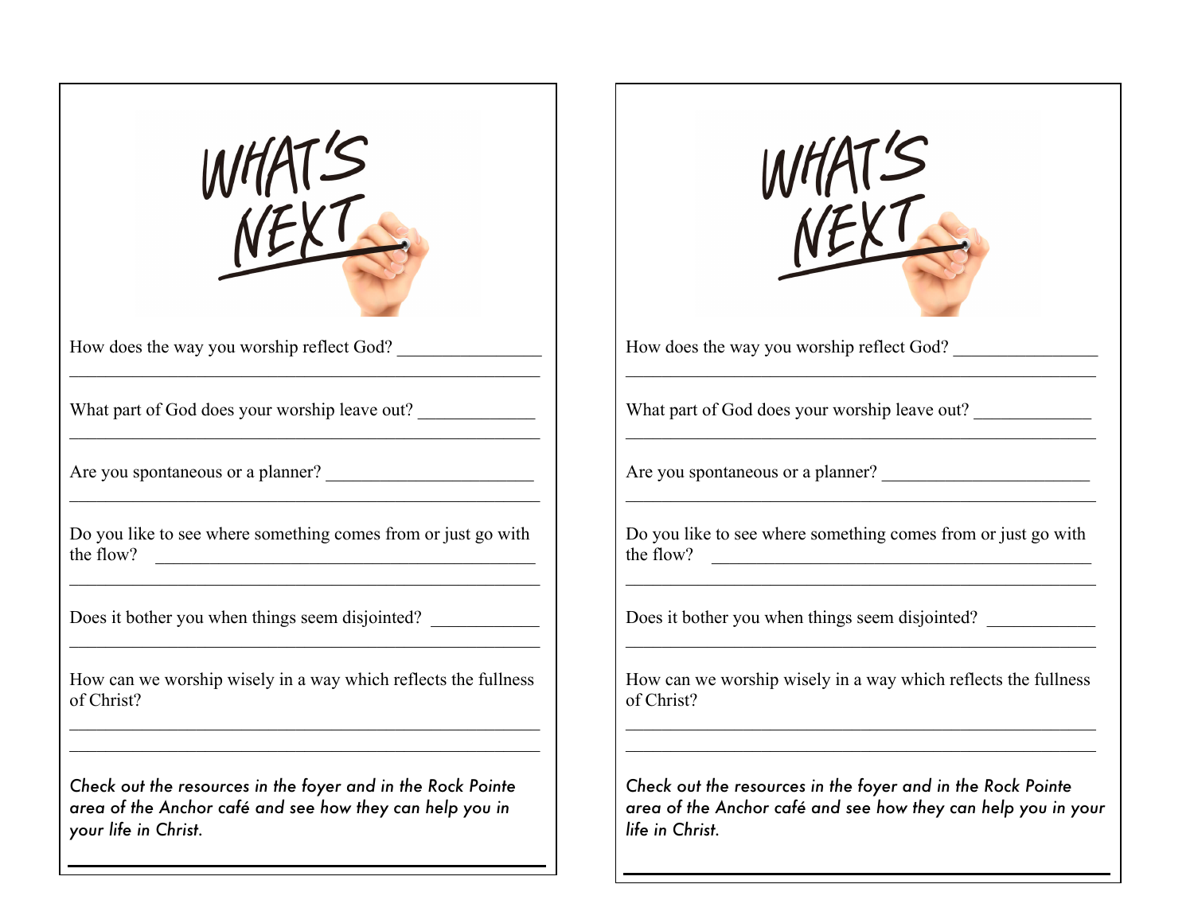WHAT'S NEXT

How does the way you worship reflect God? _______________
_______________________________________________________

What part of God does your worship leave out? _____________
_______________________________________________________

Are you spontaneous or a planner? _______________________
_______________________________________________________

Do you like to see where something comes from or just go with the flow? ___________________________________________
_______________________________________________________

Does it bother you when things seem disjointed? ___________
_______________________________________________________

How can we worship wisely in a way which reflects the fullness of Christ?
_______________________________________________________
_______________________________________________________

*Check out the resources in the foyer and in the Rock Pointe area of the Anchor café and see how they can help you in your life in Christ.*

WHAT'S NEXT

How does the way you worship reflect God? _______________
_______________________________________________________

What part of God does your worship leave out? _____________
_______________________________________________________

Are you spontaneous or a planner? _______________________
_______________________________________________________

Do you like to see where something comes from or just go with the flow? ___________________________________________
_______________________________________________________

Does it bother you when things seem disjointed? ___________
_______________________________________________________

How can we worship wisely in a way which reflects the fullness of Christ?
_______________________________________________________
_______________________________________________________

*Check out the resources in the foyer and in the Rock Pointe area of the Anchor café and see how they can help you in your life in Christ.*